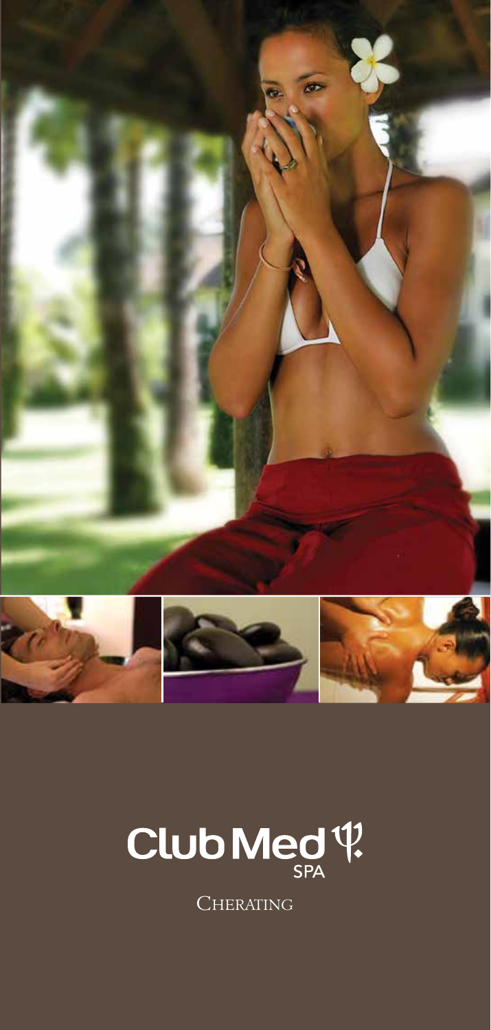# Club Med SPA

CHERATING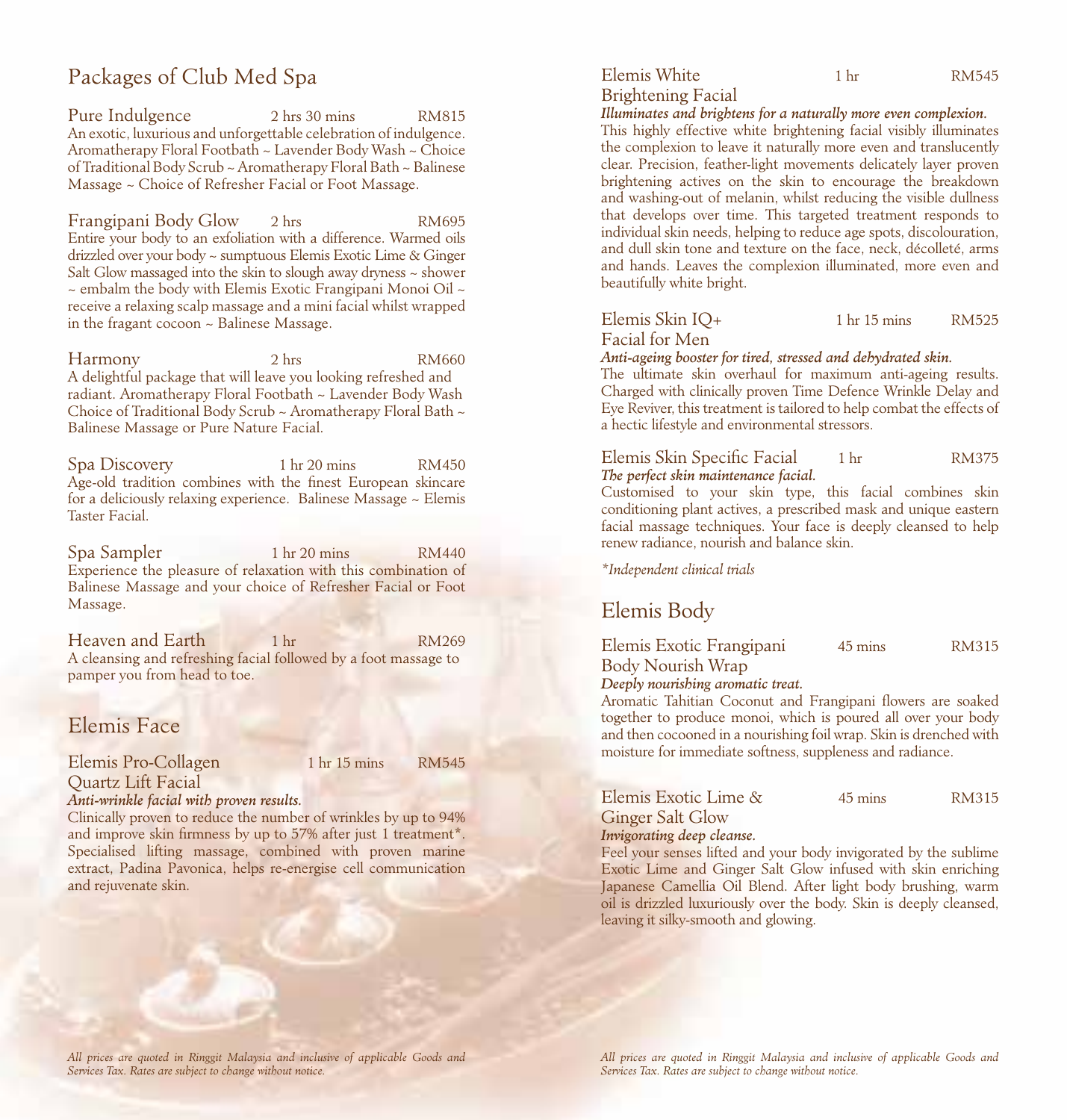## Packages of Club Med Spa

### Pure Indulgence — 2 hrs 30 mins — RM815

An exotic, luxurious and unforgettable celebration of indulgence. Aromatherapy Floral Footbath ~ Lavender Body Wash ~ Choice of Traditional Body Scrub ~ Aromatherapy Floral Bath ~ Balinese Massage ~ Choice of Refresher Facial or Foot Massage.

### Frangipani Body Glow — 2 hrs — RM695

Entire your body to an exfoliation with a difference. Warmed oils drizzled over your body ~ sumptuous Elemis Exotic Lime & Ginger Salt Glow massaged into the skin to slough away dryness ~ shower ~ embalm the body with Elemis Exotic Frangipani Monoi Oil ~ receive a relaxing scalp massage and a mini facial whilst wrapped in the fragant cocoon ~ Balinese Massage.

### Harmony — 2 hrs — RM660

A delightful package that will leave you looking refreshed and radiant. Aromatherapy Floral Footbath ~ Lavender Body Wash Choice of Traditional Body Scrub ~ Aromatherapy Floral Bath ~ Balinese Massage or Pure Nature Facial.

### Spa Discovery — 1 hr 20 mins — RM450

Age-old tradition combines with the finest European skincare for a deliciously relaxing experience. Balinese Massage ~ Elemis Taster Facial.

### Spa Sampler — 1 hr 20 mins — RM440

Experience the pleasure of relaxation with this combination of Balinese Massage and your choice of Refresher Facial or Foot Massage.

### Heaven and Earth — 1 hr — RM269

A cleansing and refreshing facial followed by a foot massage to pamper you from head to toe.

## Elemis Face

### Elemis Pro-Collagen Quartz Lift Facial — 1 hr 15 mins — RM545

***Anti-wrinkle facial with proven results.***

Clinically proven to reduce the number of wrinkles by up to 94% and improve skin firmness by up to 57% after just 1 treatment*. Specialised lifting massage, combined with proven marine extract, Padina Pavonica, helps re-energise cell communication and rejuvenate skin.

*All prices are quoted in Ringgit Malaysia and inclusive of applicable Goods and Services Tax. Rates are subject to change without notice.*

### Elemis White Brightening Facial — 1 hr — RM545

***Illuminates and brightens for a naturally more even complexion.***

This highly effective white brightening facial visibly illuminates the complexion to leave it naturally more even and translucently clear. Precision, feather-light movements delicately layer proven brightening actives on the skin to encourage the breakdown and washing-out of melanin, whilst reducing the visible dullness that develops over time. This targeted treatment responds to individual skin needs, helping to reduce age spots, discolouration, and dull skin tone and texture on the face, neck, décolleté, arms and hands. Leaves the complexion illuminated, more even and beautifully white bright.

### Elemis Skin IQ+ Facial for Men — 1 hr 15 mins — RM525

***Anti-ageing booster for tired, stressed and dehydrated skin.***

The ultimate skin overhaul for maximum anti-ageing results. Charged with clinically proven Time Defence Wrinkle Delay and Eye Reviver, this treatment is tailored to help combat the effects of a hectic lifestyle and environmental stressors.

### Elemis Skin Specific Facial — 1 hr — RM375

***The perfect skin maintenance facial.***

Customised to your skin type, this facial combines skin conditioning plant actives, a prescribed mask and unique eastern facial massage techniques. Your face is deeply cleansed to help renew radiance, nourish and balance skin.

*\*Independent clinical trials*

## Elemis Body

### Elemis Exotic Frangipani Body Nourish Wrap — 45 mins — RM315

***Deeply nourishing aromatic treat.***

Aromatic Tahitian Coconut and Frangipani flowers are soaked together to produce monoi, which is poured all over your body and then cocooned in a nourishing foil wrap. Skin is drenched with moisture for immediate softness, suppleness and radiance.

### Elemis Exotic Lime & Ginger Salt Glow — 45 mins — RM315

***Invigorating deep cleanse.***

Feel your senses lifted and your body invigorated by the sublime Exotic Lime and Ginger Salt Glow infused with skin enriching Japanese Camellia Oil Blend. After light body brushing, warm oil is drizzled luxuriously over the body. Skin is deeply cleansed, leaving it silky-smooth and glowing.

*All prices are quoted in Ringgit Malaysia and inclusive of applicable Goods and Services Tax. Rates are subject to change without notice.*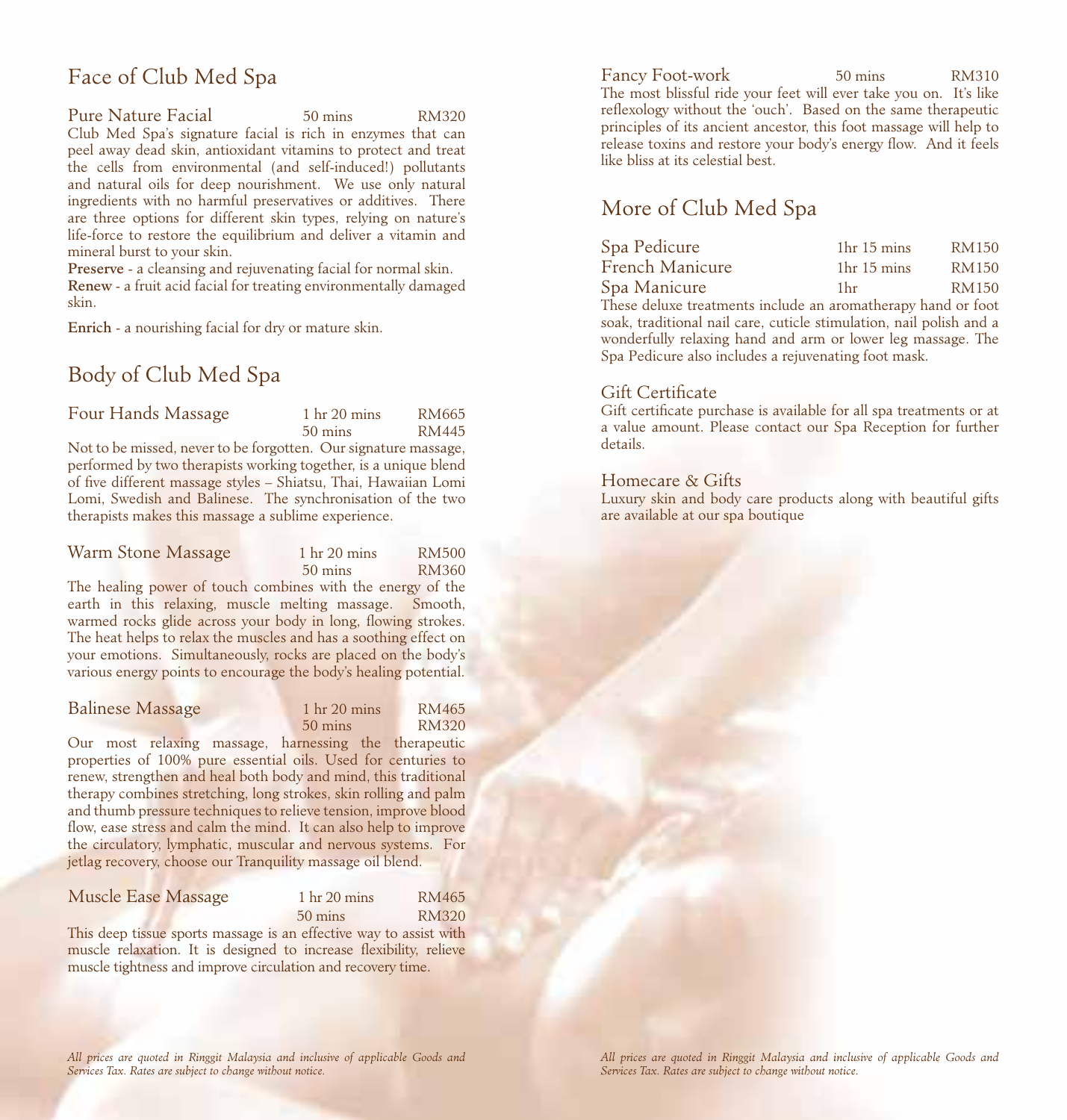## Face of Club Med Spa

### Pure Nature Facial — 50 mins — RM320

Club Med Spa's signature facial is rich in enzymes that can peel away dead skin, antioxidant vitamins to protect and treat the cells from environmental (and self-induced!) pollutants and natural oils for deep nourishment. We use only natural ingredients with no harmful preservatives or additives. There are three options for different skin types, relying on nature's life-force to restore the equilibrium and deliver a vitamin and mineral burst to your skin.

**Preserve** - a cleansing and rejuvenating facial for normal skin.
**Renew** - a fruit acid facial for treating environmentally damaged skin.

**Enrich** - a nourishing facial for dry or mature skin.

## Body of Club Med Spa

### Four Hands Massage

| Duration | Price |
|---|---|
| 1 hr 20 mins | RM665 |
| 50 mins | RM445 |

Not to be missed, never to be forgotten. Our signature massage, performed by two therapists working together, is a unique blend of five different massage styles – Shiatsu, Thai, Hawaiian Lomi Lomi, Swedish and Balinese. The synchronisation of the two therapists makes this massage a sublime experience.

### Warm Stone Massage

| Duration | Price |
|---|---|
| 1 hr 20 mins | RM500 |
| 50 mins | RM360 |

The healing power of touch combines with the energy of the earth in this relaxing, muscle melting massage. Smooth, warmed rocks glide across your body in long, flowing strokes. The heat helps to relax the muscles and has a soothing effect on your emotions. Simultaneously, rocks are placed on the body's various energy points to encourage the body's healing potential.

### Balinese Massage

| Duration | Price |
|---|---|
| 1 hr 20 mins | RM465 |
| 50 mins | RM320 |

Our most relaxing massage, harnessing the therapeutic properties of 100% pure essential oils. Used for centuries to renew, strengthen and heal both body and mind, this traditional therapy combines stretching, long strokes, skin rolling and palm and thumb pressure techniques to relieve tension, improve blood flow, ease stress and calm the mind. It can also help to improve the circulatory, lymphatic, muscular and nervous systems. For jetlag recovery, choose our Tranquility massage oil blend.

### Muscle Ease Massage

| Duration | Price |
|---|---|
| 1 hr 20 mins | RM465 |
| 50 mins | RM320 |

This deep tissue sports massage is an effective way to assist with muscle relaxation. It is designed to increase flexibility, relieve muscle tightness and improve circulation and recovery time.

*All prices are quoted in Ringgit Malaysia and inclusive of applicable Goods and Services Tax. Rates are subject to change without notice.*

### Fancy Foot-work — 50 mins — RM310

The most blissful ride your feet will ever take you on. It's like reflexology without the 'ouch'. Based on the same therapeutic principles of its ancient ancestor, this foot massage will help to release toxins and restore your body's energy flow. And it feels like bliss at its celestial best.

## More of Club Med Spa

| Treatment | Duration | Price |
|---|---|---|
| Spa Pedicure | 1hr 15 mins | RM150 |
| French Manicure | 1hr 15 mins | RM150 |
| Spa Manicure | 1hr | RM150 |

These deluxe treatments include an aromatherapy hand or foot soak, traditional nail care, cuticle stimulation, nail polish and a wonderfully relaxing hand and arm or lower leg massage. The Spa Pedicure also includes a rejuvenating foot mask.

### Gift Certificate

Gift certificate purchase is available for all spa treatments or at a value amount. Please contact our Spa Reception for further details.

### Homecare & Gifts

Luxury skin and body care products along with beautiful gifts are available at our spa boutique

*All prices are quoted in Ringgit Malaysia and inclusive of applicable Goods and Services Tax. Rates are subject to change without notice.*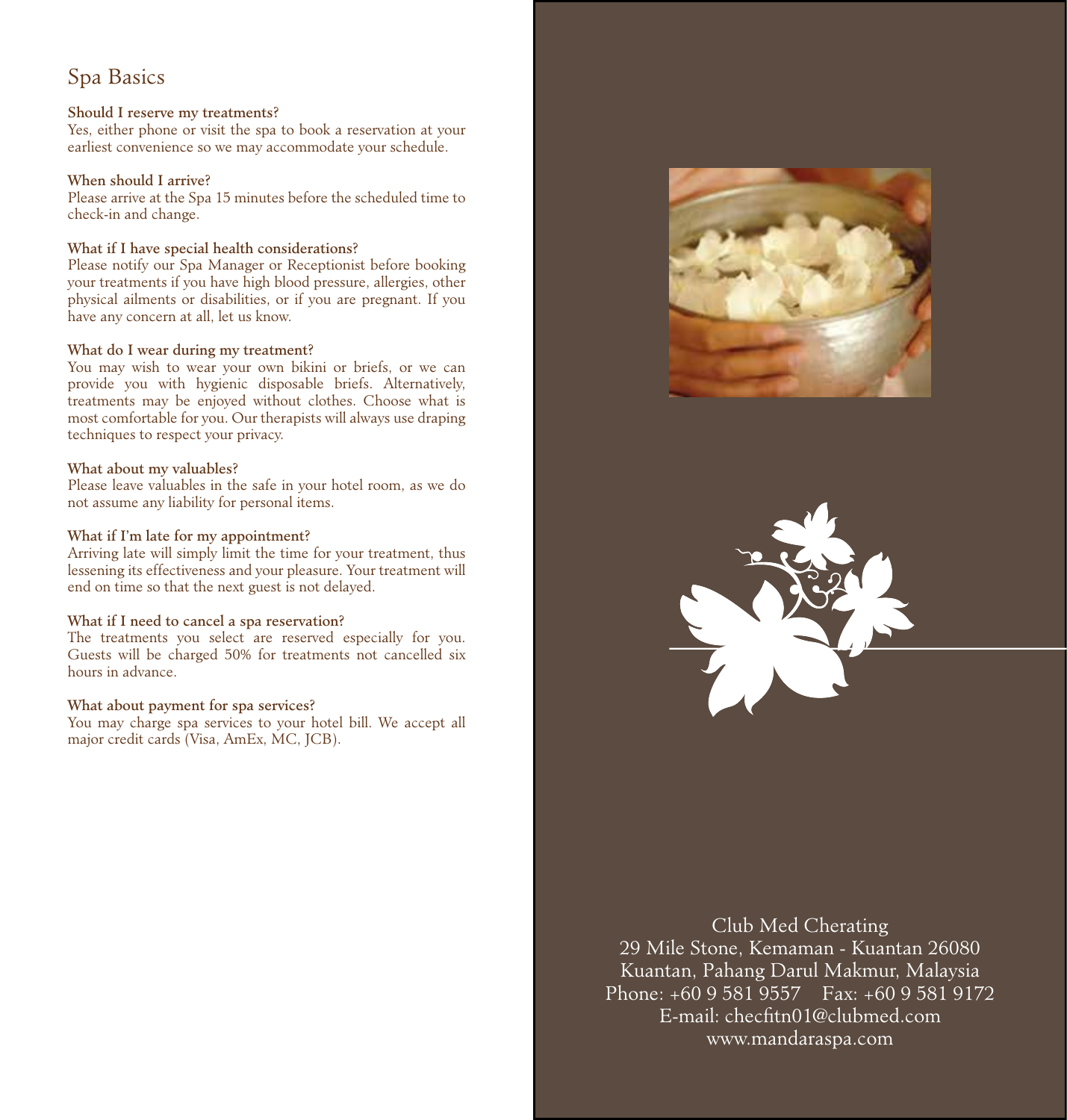## Spa Basics

**Should I reserve my treatments?**
Yes, either phone or visit the spa to book a reservation at your earliest convenience so we may accommodate your schedule.

**When should I arrive?**
Please arrive at the Spa 15 minutes before the scheduled time to check-in and change.

**What if I have special health considerations?**
Please notify our Spa Manager or Receptionist before booking your treatments if you have high blood pressure, allergies, other physical ailments or disabilities, or if you are pregnant. If you have any concern at all, let us know.

**What do I wear during my treatment?**
You may wish to wear your own bikini or briefs, or we can provide you with hygienic disposable briefs. Alternatively, treatments may be enjoyed without clothes. Choose what is most comfortable for you. Our therapists will always use draping techniques to respect your privacy.

**What about my valuables?**
Please leave valuables in the safe in your hotel room, as we do not assume any liability for personal items.

**What if I'm late for my appointment?**
Arriving late will simply limit the time for your treatment, thus lessening its effectiveness and your pleasure. Your treatment will end on time so that the next guest is not delayed.

**What if I need to cancel a spa reservation?**
The treatments you select are reserved especially for you. Guests will be charged 50% for treatments not cancelled six hours in advance.

**What about payment for spa services?**
You may charge spa services to your hotel bill. We accept all major credit cards (Visa, AmEx, MC, JCB).

Club Med Cherating
29 Mile Stone, Kemaman - Kuantan 26080
Kuantan, Pahang Darul Makmur, Malaysia
Phone: +60 9 581 9557 Fax: +60 9 581 9172
E-mail: checfitn01@clubmed.com
www.mandaraspa.com